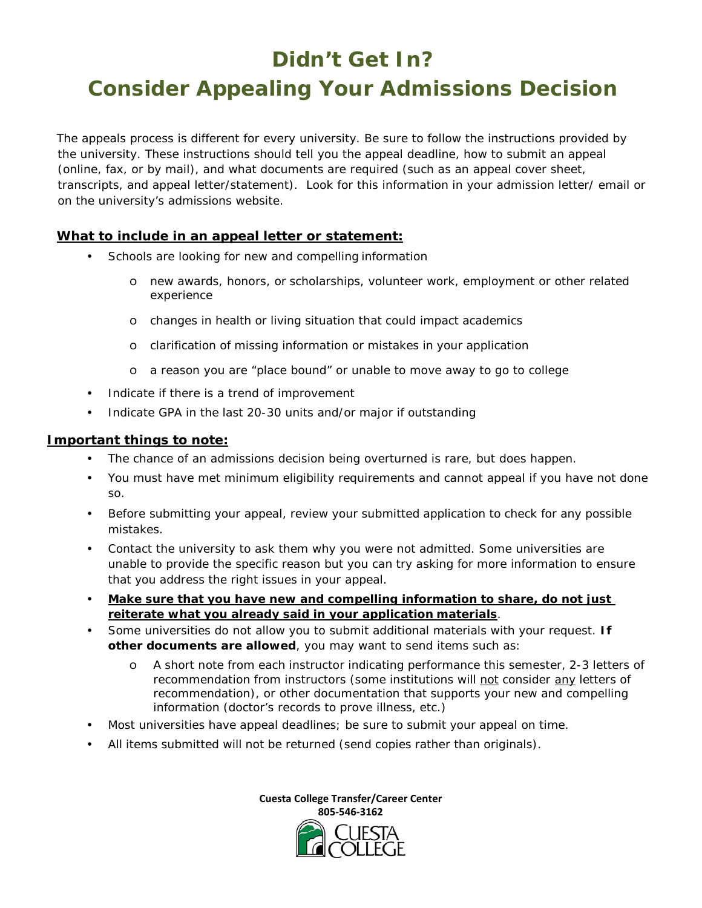# Didn't Get In?

# Consider Appealing Your Admissions Decision

The appeals process is different for every university. Be sure to follow the instructions provided by the university. These instructions should tell you the appeal deadline, how to submit an appeal (online, fax, or by mail), and what documents are required (such as an appeal cover sheet, transcripts, and appeal letter/statement). Look for this information in your admission letter/ email or on the university's admissions website.

## What to include in an appeal letter or statement:

- Schools are looking for new and compelling information
  - new awards, honors, or scholarships, volunteer work, employment or other related experience
  - changes in health or living situation that could impact academics
  - clarification of missing information or mistakes in your application
  - a reason you are "place bound" or unable to move away to go to college
- Indicate if there is a trend of improvement
- Indicate GPA in the last 20-30 units and/or major if outstanding

## Important things to note:

- The chance of an admissions decision being overturned is rare, but does happen.
- You must have met minimum eligibility requirements and cannot appeal if you have not done so.
- Before submitting your appeal, review your submitted application to check for any possible mistakes.
- Contact the university to ask them why you were not admitted. Some universities are unable to provide the specific reason but you can try asking for more information to ensure that you address the right issues in your appeal.
- **Make sure that you have new and compelling information to share, do not just reiterate what you already said in your application materials**.
- Some universities do not allow you to submit additional materials with your request. **If other documents are allowed**, you may want to send items such as:
  - A short note from each instructor indicating performance this semester, 2-3 letters of recommendation from instructors (some institutions will not consider any letters of recommendation), or other documentation that supports your new and compelling information (doctor's records to prove illness, etc.)
- Most universities have appeal deadlines; be sure to submit your appeal on time.
- All items submitted will not be returned (send copies rather than originals).

**Cuesta College Transfer/Career Center**
**805-546-3162**

CUESTA COLLEGE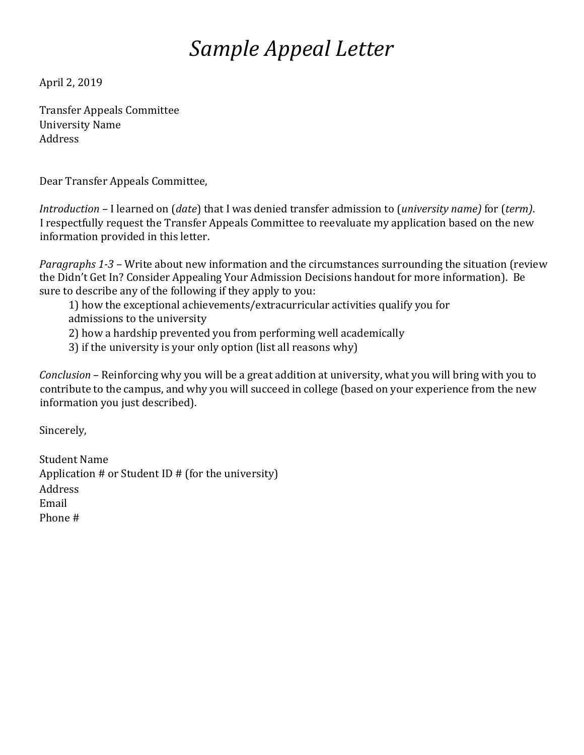# *Sample Appeal Letter*

April 2, 2019

Transfer Appeals Committee  
University Name  
Address

Dear Transfer Appeals Committee,

*Introduction* – I learned on (*date*) that I was denied transfer admission to (*university name)* for (*term)*. I respectfully request the Transfer Appeals Committee to reevaluate my application based on the new information provided in this letter.

*Paragraphs 1-3* – Write about new information and the circumstances surrounding the situation (review the Didn't Get In? Consider Appealing Your Admission Decisions handout for more information). Be sure to describe any of the following if they apply to you:

1) how the exceptional achievements/extracurricular activities qualify you for admissions to the university
2) how a hardship prevented you from performing well academically
3) if the university is your only option (list all reasons why)

*Conclusion* – Reinforcing why you will be a great addition at university, what you will bring with you to contribute to the campus, and why you will succeed in college (based on your experience from the new information you just described).

Sincerely,

Student Name  
Application # or Student ID # (for the university)  
Address  
Email  
Phone #